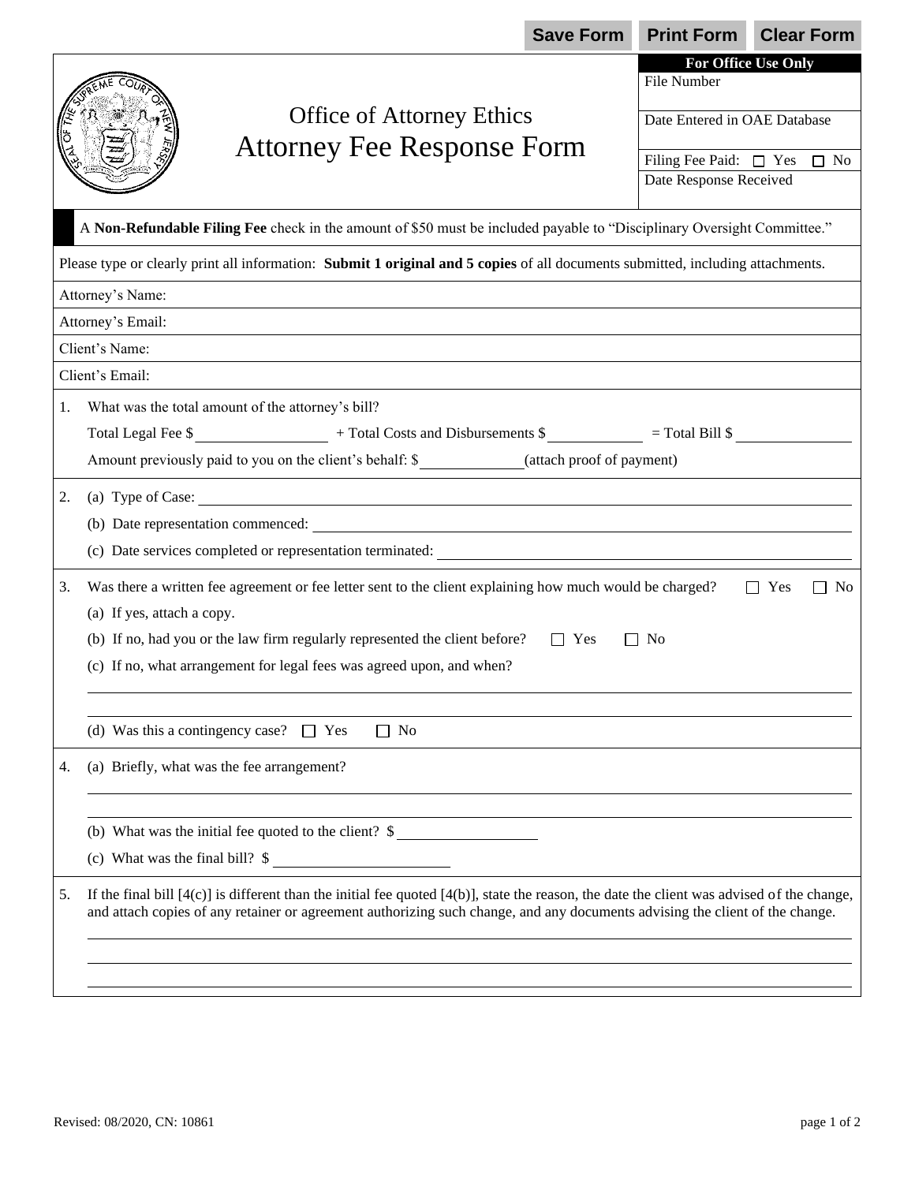Save Form | Print Form | Clear Form

# Office of Attorney Ethics
# Attorney Fee Response Form

| For Office Use Only |
|---|
| File Number |
| Date Entered in OAE Database |
| Filing Fee Paid: ☐ Yes ☐ No |
| Date Response Received |

A **Non-Refundable Filing Fee** check in the amount of $50 must be included payable to "Disciplinary Oversight Committee."

Please type or clearly print all information: **Submit 1 original and 5 copies** of all documents submitted, including attachments.

Attorney's Name:

Attorney's Email:

Client's Name:

Client's Email:

1. What was the total amount of the attorney's bill?

   Total Legal Fee $ ____________ + Total Costs and Disbursements $ ____________ = Total Bill $ ____________

   Amount previously paid to you on the client's behalf: $ ____________ (attach proof of payment)

2. (a) Type of Case: ____________

   (b) Date representation commenced: ____________

   (c) Date services completed or representation terminated: ____________

3. Was there a written fee agreement or fee letter sent to the client explaining how much would be charged? ☐ Yes ☐ No

   (a) If yes, attach a copy.

   (b) If no, had you or the law firm regularly represented the client before? ☐ Yes ☐ No

   (c) If no, what arrangement for legal fees was agreed upon, and when?

   ____________

   ____________

   (d) Was this a contingency case? ☐ Yes ☐ No

4. (a) Briefly, what was the fee arrangement?

   ____________

   ____________

   (b) What was the initial fee quoted to the client? $ ____________

   (c) What was the final bill? $ ____________

5. If the final bill [4(c)] is different than the initial fee quoted [4(b)], state the reason, the date the client was advised of the change, and attach copies of any retainer or agreement authorizing such change, and any documents advising the client of the change.

   ____________

   ____________

   ____________

Revised: 08/2020, CN: 10861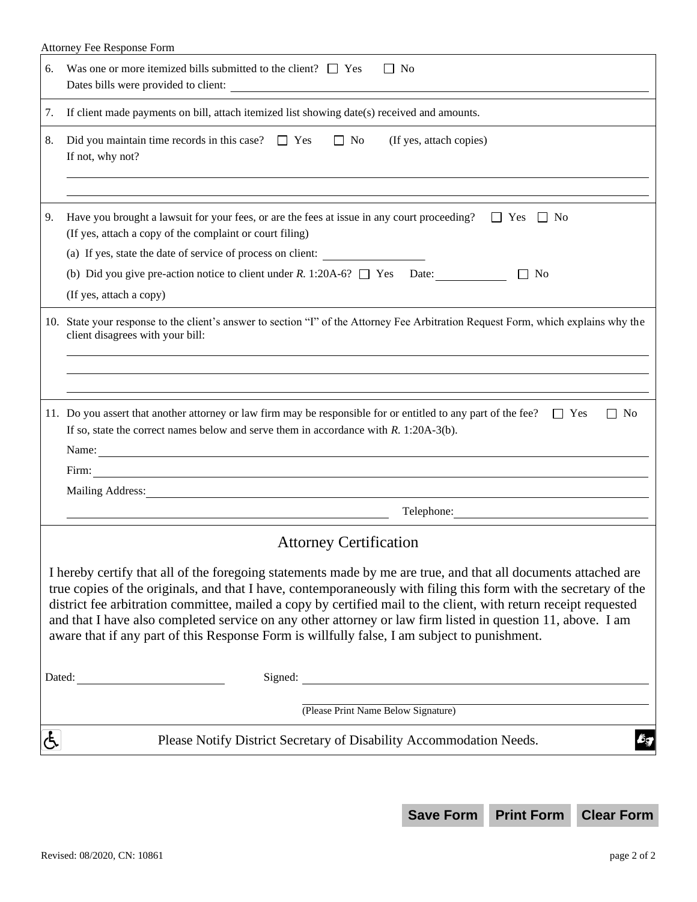6. Was one or more itemized bills submitted to the client? ☐ Yes ☐ No
   Dates bills were provided to client: ______________________________

7. If client made payments on bill, attach itemized list showing date(s) received and amounts.

8. Did you maintain time records in this case? ☐ Yes ☐ No (If yes, attach copies)
   If not, why not?
   ______________________________
   ______________________________

9. Have you brought a lawsuit for your fees, or are the fees at issue in any court proceeding? ☐ Yes ☐ No
   (If yes, attach a copy of the complaint or court filing)
   (a) If yes, state the date of service of process on client: ______________
   (b) Did you give pre-action notice to client under *R.* 1:20A-6? ☐ Yes Date: __________ ☐ No
   (If yes, attach a copy)

10. State your response to the client's answer to section "I" of the Attorney Fee Arbitration Request Form, which explains why the client disagrees with your bill:
    ______________________________
    ______________________________
    ______________________________

11. Do you assert that another attorney or law firm may be responsible for or entitled to any part of the fee? ☐ Yes ☐ No
    If so, state the correct names below and serve them in accordance with *R.* 1:20A-3(b).
    Name: ______________________________
    Firm: ______________________________
    Mailing Address: ______________________________
    ______________________________ Telephone: ______________

## Attorney Certification

I hereby certify that all of the foregoing statements made by me are true, and that all documents attached are true copies of the originals, and that I have, contemporaneously with filing this form with the secretary of the district fee arbitration committee, mailed a copy by certified mail to the client, with return receipt requested and that I have also completed service on any other attorney or law firm listed in question 11, above. I am aware that if any part of this Response Form is willfully false, I am subject to punishment.

Dated: ______________ Signed: ______________________________

______________________________
(Please Print Name Below Signature)

Please Notify District Secretary of Disability Accommodation Needs.

Save Form Print Form Clear Form

Revised: 08/2020, CN: 10861